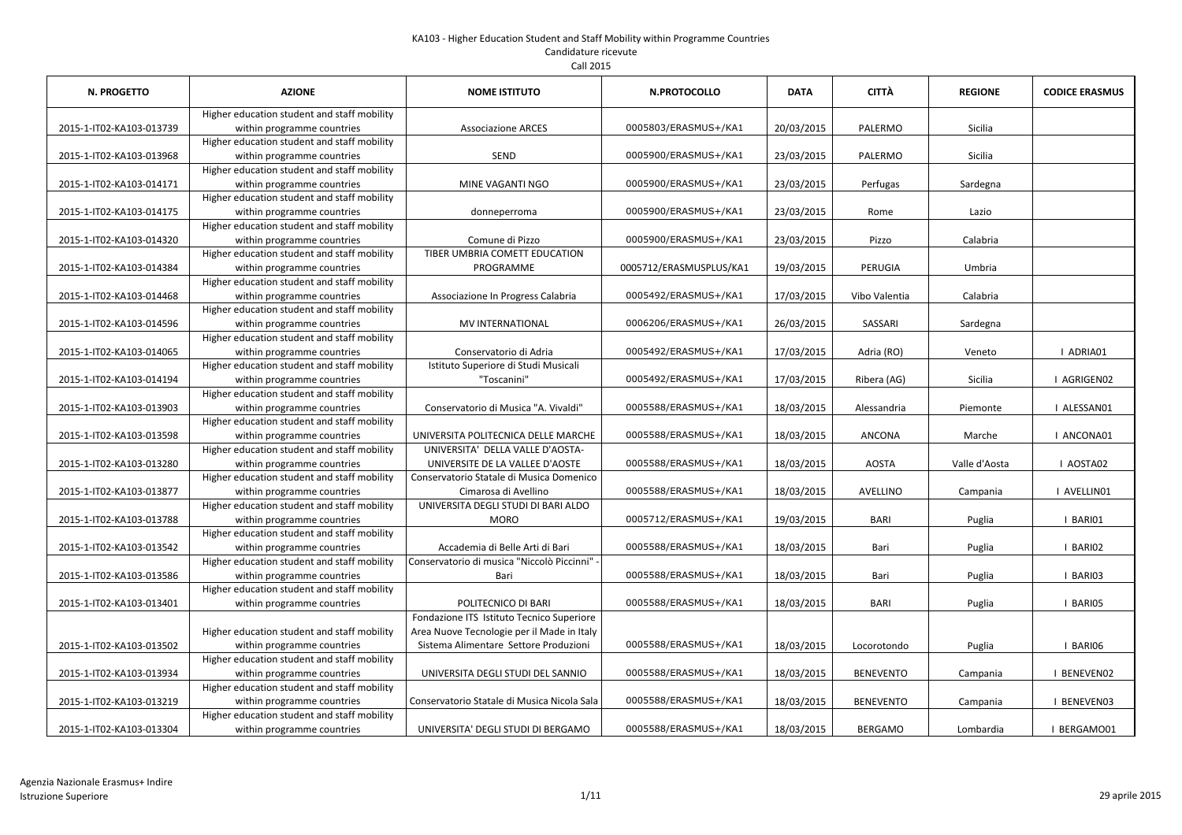KA103 - Higher Education Student and Staff Mobility within Programme Countries

Candidature ricevute

Call 2015

| N. PROGETTO | AZIONE | NOME ISTITUTO | N.PROTOCOLLO | DATA | CITTÀ | REGIONE | CODICE ERASMUS |
|---|---|---|---|---|---|---|---|
| 2015-1-IT02-KA103-013739 | Higher education student and staff mobility within programme countries | Associazione ARCES | 0005803/ERASMUS+/KA1 | 20/03/2015 | PALERMO | Sicilia | |
| 2015-1-IT02-KA103-013968 | Higher education student and staff mobility within programme countries | SEND | 0005900/ERASMUS+/KA1 | 23/03/2015 | PALERMO | Sicilia | |
| 2015-1-IT02-KA103-014171 | Higher education student and staff mobility within programme countries | MINE VAGANTI NGO | 0005900/ERASMUS+/KA1 | 23/03/2015 | Perfugas | Sardegna | |
| 2015-1-IT02-KA103-014175 | Higher education student and staff mobility within programme countries | donneperroma | 0005900/ERASMUS+/KA1 | 23/03/2015 | Rome | Lazio | |
| 2015-1-IT02-KA103-014320 | Higher education student and staff mobility within programme countries | Comune di Pizzo | 0005900/ERASMUS+/KA1 | 23/03/2015 | Pizzo | Calabria | |
| 2015-1-IT02-KA103-014384 | Higher education student and staff mobility within programme countries | TIBER UMBRIA COMETT EDUCATION PROGRAMME | 0005712/ERASMUSPLUS/KA1 | 19/03/2015 | PERUGIA | Umbria | |
| 2015-1-IT02-KA103-014468 | Higher education student and staff mobility within programme countries | Associazione In Progress Calabria | 0005492/ERASMUS+/KA1 | 17/03/2015 | Vibo Valentia | Calabria | |
| 2015-1-IT02-KA103-014596 | Higher education student and staff mobility within programme countries | MV INTERNATIONAL | 0006206/ERASMUS+/KA1 | 26/03/2015 | SASSARI | Sardegna | |
| 2015-1-IT02-KA103-014065 | Higher education student and staff mobility within programme countries | Conservatorio di Adria | 0005492/ERASMUS+/KA1 | 17/03/2015 | Adria (RO) | Veneto | I ADRIA01 |
| 2015-1-IT02-KA103-014194 | Higher education student and staff mobility within programme countries | Istituto Superiore di Studi Musicali "Toscanini" | 0005492/ERASMUS+/KA1 | 17/03/2015 | Ribera (AG) | Sicilia | I AGRIGEN02 |
| 2015-1-IT02-KA103-013903 | Higher education student and staff mobility within programme countries | Conservatorio di Musica "A. Vivaldi" | 0005588/ERASMUS+/KA1 | 18/03/2015 | Alessandria | Piemonte | I ALESSAN01 |
| 2015-1-IT02-KA103-013598 | Higher education student and staff mobility within programme countries | UNIVERSITA POLITECNICA DELLE MARCHE | 0005588/ERASMUS+/KA1 | 18/03/2015 | ANCONA | Marche | I ANCONA01 |
| 2015-1-IT02-KA103-013280 | Higher education student and staff mobility within programme countries | UNIVERSITA' DELLA VALLE D'AOSTA-UNIVERSITE DE LA VALLEE D'AOSTE | 0005588/ERASMUS+/KA1 | 18/03/2015 | AOSTA | Valle d'Aosta | I AOSTA02 |
| 2015-1-IT02-KA103-013877 | Higher education student and staff mobility within programme countries | Conservatorio Statale di Musica Domenico Cimarosa di Avellino | 0005588/ERASMUS+/KA1 | 18/03/2015 | AVELLINO | Campania | I AVELLIN01 |
| 2015-1-IT02-KA103-013788 | Higher education student and staff mobility within programme countries | UNIVERSITA DEGLI STUDI DI BARI ALDO MORO | 0005712/ERASMUS+/KA1 | 19/03/2015 | BARI | Puglia | I BARI01 |
| 2015-1-IT02-KA103-013542 | Higher education student and staff mobility within programme countries | Accademia di Belle Arti di Bari | 0005588/ERASMUS+/KA1 | 18/03/2015 | Bari | Puglia | I BARI02 |
| 2015-1-IT02-KA103-013586 | Higher education student and staff mobility within programme countries | Conservatorio di musica "Niccolò Piccinni" - Bari | 0005588/ERASMUS+/KA1 | 18/03/2015 | Bari | Puglia | I BARI03 |
| 2015-1-IT02-KA103-013401 | Higher education student and staff mobility within programme countries | POLITECNICO DI BARI | 0005588/ERASMUS+/KA1 | 18/03/2015 | BARI | Puglia | I BARI05 |
| 2015-1-IT02-KA103-013502 | Higher education student and staff mobility within programme countries | Fondazione ITS Istituto Tecnico Superiore Area Nuove Tecnologie per il Made in Italy Sistema Alimentare Settore Produzioni | 0005588/ERASMUS+/KA1 | 18/03/2015 | Locorotondo | Puglia | I BARI06 |
| 2015-1-IT02-KA103-013934 | Higher education student and staff mobility within programme countries | UNIVERSITA DEGLI STUDI DEL SANNIO | 0005588/ERASMUS+/KA1 | 18/03/2015 | BENEVENTO | Campania | I BENEVEN02 |
| 2015-1-IT02-KA103-013219 | Higher education student and staff mobility within programme countries | Conservatorio Statale di Musica Nicola Sala | 0005588/ERASMUS+/KA1 | 18/03/2015 | BENEVENTO | Campania | I BENEVEN03 |
| 2015-1-IT02-KA103-013304 | Higher education student and staff mobility within programme countries | UNIVERSITA' DEGLI STUDI DI BERGAMO | 0005588/ERASMUS+/KA1 | 18/03/2015 | BERGAMO | Lombardia | I BERGAMO01 |

Agenzia Nazionale Erasmus+ Indire
Istruzione Superiore

29 aprile 2015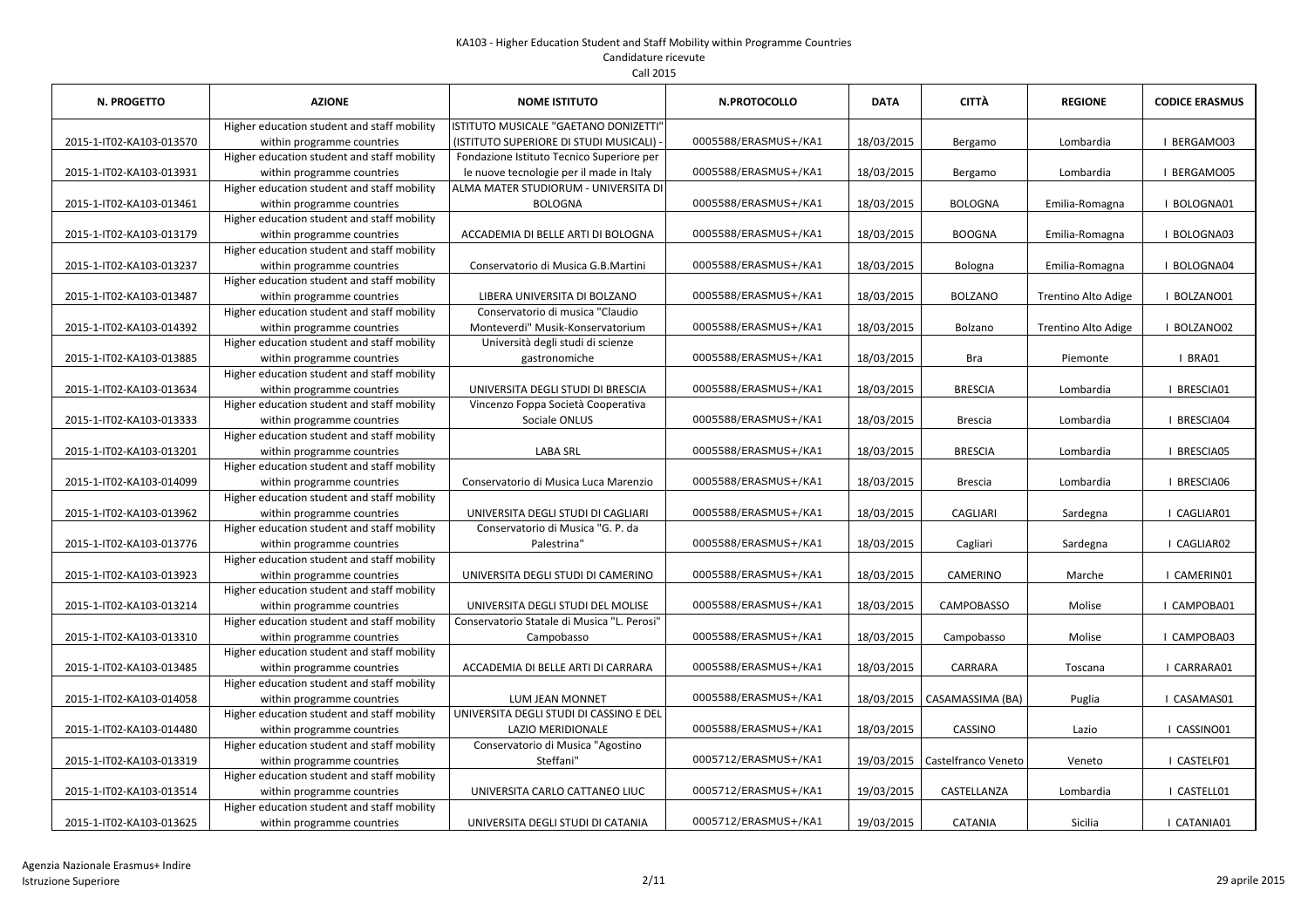KA103 - Higher Education Student and Staff Mobility within Programme Countries
Candidature ricevute
Call 2015

| N. PROGETTO | AZIONE | NOME ISTITUTO | N.PROTOCOLLO | DATA | CITTÀ | REGIONE | CODICE ERASMUS |
|---|---|---|---|---|---|---|---|
| 2015-1-IT02-KA103-013570 | Higher education student and staff mobility within programme countries | ISTITUTO MUSICALE "GAETANO DONIZETTI" (ISTITUTO SUPERIORE DI STUDI MUSICALI) - | 0005588/ERASMUS+/KA1 | 18/03/2015 | Bergamo | Lombardia | I BERGAMO03 |
| 2015-1-IT02-KA103-013931 | Higher education student and staff mobility within programme countries | Fondazione Istituto Tecnico Superiore per le nuove tecnologie per il made in Italy | 0005588/ERASMUS+/KA1 | 18/03/2015 | Bergamo | Lombardia | I BERGAMO05 |
| 2015-1-IT02-KA103-013461 | Higher education student and staff mobility within programme countries | ALMA MATER STUDIORUM - UNIVERSITA DI BOLOGNA | 0005588/ERASMUS+/KA1 | 18/03/2015 | BOLOGNA | Emilia-Romagna | I BOLOGNA01 |
| 2015-1-IT02-KA103-013179 | Higher education student and staff mobility within programme countries | ACCADEMIA DI BELLE ARTI DI BOLOGNA | 0005588/ERASMUS+/KA1 | 18/03/2015 | BOOGNA | Emilia-Romagna | I BOLOGNA03 |
| 2015-1-IT02-KA103-013237 | Higher education student and staff mobility within programme countries | Conservatorio di Musica G.B.Martini | 0005588/ERASMUS+/KA1 | 18/03/2015 | Bologna | Emilia-Romagna | I BOLOGNA04 |
| 2015-1-IT02-KA103-013487 | Higher education student and staff mobility within programme countries | LIBERA UNIVERSITA DI BOLZANO | 0005588/ERASMUS+/KA1 | 18/03/2015 | BOLZANO | Trentino Alto Adige | I BOLZANO01 |
| 2015-1-IT02-KA103-014392 | Higher education student and staff mobility within programme countries | Conservatorio di musica "Claudio Monteverdi" Musik-Konservatorium | 0005588/ERASMUS+/KA1 | 18/03/2015 | Bolzano | Trentino Alto Adige | I BOLZANO02 |
| 2015-1-IT02-KA103-013885 | Higher education student and staff mobility within programme countries | Università degli studi di scienze gastronomiche | 0005588/ERASMUS+/KA1 | 18/03/2015 | Bra | Piemonte | I BRA01 |
| 2015-1-IT02-KA103-013634 | Higher education student and staff mobility within programme countries | UNIVERSITA DEGLI STUDI DI BRESCIA | 0005588/ERASMUS+/KA1 | 18/03/2015 | BRESCIA | Lombardia | I BRESCIA01 |
| 2015-1-IT02-KA103-013333 | Higher education student and staff mobility within programme countries | Vincenzo Foppa Società Cooperativa Sociale ONLUS | 0005588/ERASMUS+/KA1 | 18/03/2015 | Brescia | Lombardia | I BRESCIA04 |
| 2015-1-IT02-KA103-013201 | Higher education student and staff mobility within programme countries | LABA SRL | 0005588/ERASMUS+/KA1 | 18/03/2015 | BRESCIA | Lombardia | I BRESCIA05 |
| 2015-1-IT02-KA103-014099 | Higher education student and staff mobility within programme countries | Conservatorio di Musica Luca Marenzio | 0005588/ERASMUS+/KA1 | 18/03/2015 | Brescia | Lombardia | I BRESCIA06 |
| 2015-1-IT02-KA103-013962 | Higher education student and staff mobility within programme countries | UNIVERSITA DEGLI STUDI DI CAGLIARI | 0005588/ERASMUS+/KA1 | 18/03/2015 | CAGLIARI | Sardegna | I CAGLIAR01 |
| 2015-1-IT02-KA103-013776 | Higher education student and staff mobility within programme countries | Conservatorio di Musica "G. P. da Palestrina" | 0005588/ERASMUS+/KA1 | 18/03/2015 | Cagliari | Sardegna | I CAGLIAR02 |
| 2015-1-IT02-KA103-013923 | Higher education student and staff mobility within programme countries | UNIVERSITA DEGLI STUDI DI CAMERINO | 0005588/ERASMUS+/KA1 | 18/03/2015 | CAMERINO | Marche | I CAMERIN01 |
| 2015-1-IT02-KA103-013214 | Higher education student and staff mobility within programme countries | UNIVERSITA DEGLI STUDI DEL MOLISE | 0005588/ERASMUS+/KA1 | 18/03/2015 | CAMPOBASSO | Molise | I CAMPOBA01 |
| 2015-1-IT02-KA103-013310 | Higher education student and staff mobility within programme countries | Conservatorio Statale di Musica "L. Perosi" Campobasso | 0005588/ERASMUS+/KA1 | 18/03/2015 | Campobasso | Molise | I CAMPOBA03 |
| 2015-1-IT02-KA103-013485 | Higher education student and staff mobility within programme countries | ACCADEMIA DI BELLE ARTI DI CARRARA | 0005588/ERASMUS+/KA1 | 18/03/2015 | CARRARA | Toscana | I CARRARA01 |
| 2015-1-IT02-KA103-014058 | Higher education student and staff mobility within programme countries | LUM JEAN MONNET | 0005588/ERASMUS+/KA1 | 18/03/2015 | CASAMASSIMA (BA) | Puglia | I CASAMAS01 |
| 2015-1-IT02-KA103-014480 | Higher education student and staff mobility within programme countries | UNIVERSITA DEGLI STUDI DI CASSINO E DEL LAZIO MERIDIONALE | 0005588/ERASMUS+/KA1 | 18/03/2015 | CASSINO | Lazio | I CASSINO01 |
| 2015-1-IT02-KA103-013319 | Higher education student and staff mobility within programme countries | Conservatorio di Musica "Agostino Steffani" | 0005712/ERASMUS+/KA1 | 19/03/2015 | Castelfranco Veneto | Veneto | I CASTELF01 |
| 2015-1-IT02-KA103-013514 | Higher education student and staff mobility within programme countries | UNIVERSITA CARLO CATTANEO LIUC | 0005712/ERASMUS+/KA1 | 19/03/2015 | CASTELLANZA | Lombardia | I CASTELL01 |
| 2015-1-IT02-KA103-013625 | Higher education student and staff mobility within programme countries | UNIVERSITA DEGLI STUDI DI CATANIA | 0005712/ERASMUS+/KA1 | 19/03/2015 | CATANIA | Sicilia | I CATANIA01 |

Agenzia Nazionale Erasmus+ Indire
Istruzione Superiore

29 aprile 2015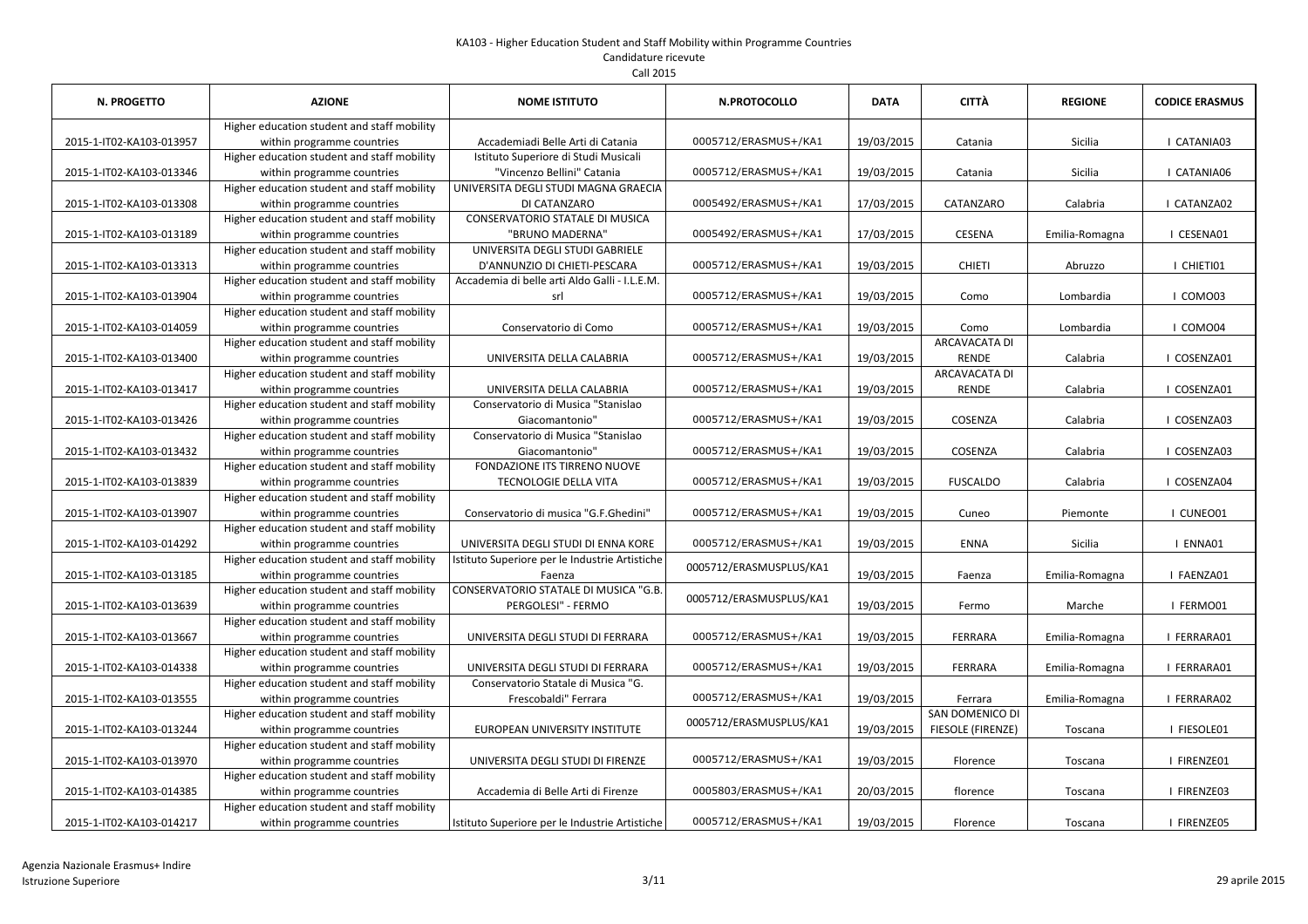KA103 - Higher Education Student and Staff Mobility within Programme Countries
Candidature ricevute
Call 2015

| N. PROGETTO | AZIONE | NOME ISTITUTO | N.PROTOCOLLO | DATA | CITTÀ | REGIONE | CODICE ERASMUS |
|---|---|---|---|---|---|---|---|
| 2015-1-IT02-KA103-013957 | Higher education student and staff mobility within programme countries | Accademiadi Belle Arti di Catania | 0005712/ERASMUS+/KA1 | 19/03/2015 | Catania | Sicilia | I CATANIA03 |
| 2015-1-IT02-KA103-013346 | Higher education student and staff mobility within programme countries | Istituto Superiore di Studi Musicali "Vincenzo Bellini" Catania | 0005712/ERASMUS+/KA1 | 19/03/2015 | Catania | Sicilia | I CATANIA06 |
| 2015-1-IT02-KA103-013308 | Higher education student and staff mobility within programme countries | UNIVERSITA DEGLI STUDI MAGNA GRAECIA DI CATANZARO | 0005492/ERASMUS+/KA1 | 17/03/2015 | CATANZARO | Calabria | I CATANZA02 |
| 2015-1-IT02-KA103-013189 | Higher education student and staff mobility within programme countries | CONSERVATORIO STATALE DI MUSICA "BRUNO MADERNA" | 0005492/ERASMUS+/KA1 | 17/03/2015 | CESENA | Emilia-Romagna | I CESENA01 |
| 2015-1-IT02-KA103-013313 | Higher education student and staff mobility within programme countries | UNIVERSITA DEGLI STUDI GABRIELE D'ANNUNZIO DI CHIETI-PESCARA | 0005712/ERASMUS+/KA1 | 19/03/2015 | CHIETI | Abruzzo | I CHIETI01 |
| 2015-1-IT02-KA103-013904 | Higher education student and staff mobility within programme countries | Accademia di belle arti Aldo Galli - I.L.E.M. srl | 0005712/ERASMUS+/KA1 | 19/03/2015 | Como | Lombardia | I COMO03 |
| 2015-1-IT02-KA103-014059 | Higher education student and staff mobility within programme countries | Conservatorio di Como | 0005712/ERASMUS+/KA1 | 19/03/2015 | Como | Lombardia | I COMO04 |
| 2015-1-IT02-KA103-013400 | Higher education student and staff mobility within programme countries | UNIVERSITA DELLA CALABRIA | 0005712/ERASMUS+/KA1 | 19/03/2015 | ARCAVACATA DI RENDE | Calabria | I COSENZA01 |
| 2015-1-IT02-KA103-013417 | Higher education student and staff mobility within programme countries | UNIVERSITA DELLA CALABRIA | 0005712/ERASMUS+/KA1 | 19/03/2015 | ARCAVACATA DI RENDE | Calabria | I COSENZA01 |
| 2015-1-IT02-KA103-013426 | Higher education student and staff mobility within programme countries | Conservatorio di Musica "Stanislao Giacomantonio" | 0005712/ERASMUS+/KA1 | 19/03/2015 | COSENZA | Calabria | I COSENZA03 |
| 2015-1-IT02-KA103-013432 | Higher education student and staff mobility within programme countries | Conservatorio di Musica "Stanislao Giacomantonio" | 0005712/ERASMUS+/KA1 | 19/03/2015 | COSENZA | Calabria | I COSENZA03 |
| 2015-1-IT02-KA103-013839 | Higher education student and staff mobility within programme countries | FONDAZIONE ITS TIRRENO NUOVE TECNOLOGIE DELLA VITA | 0005712/ERASMUS+/KA1 | 19/03/2015 | FUSCALDO | Calabria | I COSENZA04 |
| 2015-1-IT02-KA103-013907 | Higher education student and staff mobility within programme countries | Conservatorio di musica "G.F.Ghedini" | 0005712/ERASMUS+/KA1 | 19/03/2015 | Cuneo | Piemonte | I CUNEO01 |
| 2015-1-IT02-KA103-014292 | Higher education student and staff mobility within programme countries | UNIVERSITA DEGLI STUDI DI ENNA KORE | 0005712/ERASMUS+/KA1 | 19/03/2015 | ENNA | Sicilia | I ENNA01 |
| 2015-1-IT02-KA103-013185 | Higher education student and staff mobility within programme countries | Istituto Superiore per le Industrie Artistiche Faenza | 0005712/ERASMUSPLUS/KA1 | 19/03/2015 | Faenza | Emilia-Romagna | I FAENZA01 |
| 2015-1-IT02-KA103-013639 | Higher education student and staff mobility within programme countries | CONSERVATORIO STATALE DI MUSICA "G.B. PERGOLESI" - FERMO | 0005712/ERASMUSPLUS/KA1 | 19/03/2015 | Fermo | Marche | I FERMO01 |
| 2015-1-IT02-KA103-013667 | Higher education student and staff mobility within programme countries | UNIVERSITA DEGLI STUDI DI FERRARA | 0005712/ERASMUS+/KA1 | 19/03/2015 | FERRARA | Emilia-Romagna | I FERRARA01 |
| 2015-1-IT02-KA103-014338 | Higher education student and staff mobility within programme countries | UNIVERSITA DEGLI STUDI DI FERRARA | 0005712/ERASMUS+/KA1 | 19/03/2015 | FERRARA | Emilia-Romagna | I FERRARA01 |
| 2015-1-IT02-KA103-013555 | Higher education student and staff mobility within programme countries | Conservatorio Statale di Musica "G. Frescobaldi" Ferrara | 0005712/ERASMUS+/KA1 | 19/03/2015 | Ferrara | Emilia-Romagna | I FERRARA02 |
| 2015-1-IT02-KA103-013244 | Higher education student and staff mobility within programme countries | EUROPEAN UNIVERSITY INSTITUTE | 0005712/ERASMUSPLUS/KA1 | 19/03/2015 | SAN DOMENICO DI FIESOLE (FIRENZE) | Toscana | I FIESOLE01 |
| 2015-1-IT02-KA103-013970 | Higher education student and staff mobility within programme countries | UNIVERSITA DEGLI STUDI DI FIRENZE | 0005712/ERASMUS+/KA1 | 19/03/2015 | Florence | Toscana | I FIRENZE01 |
| 2015-1-IT02-KA103-014385 | Higher education student and staff mobility within programme countries | Accademia di Belle Arti di Firenze | 0005803/ERASMUS+/KA1 | 20/03/2015 | florence | Toscana | I FIRENZE03 |
| 2015-1-IT02-KA103-014217 | Higher education student and staff mobility within programme countries | Istituto Superiore per le Industrie Artistiche | 0005712/ERASMUS+/KA1 | 19/03/2015 | Florence | Toscana | I FIRENZE05 |

Agenzia Nazionale Erasmus+ Indire
Istruzione Superiore

29 aprile 2015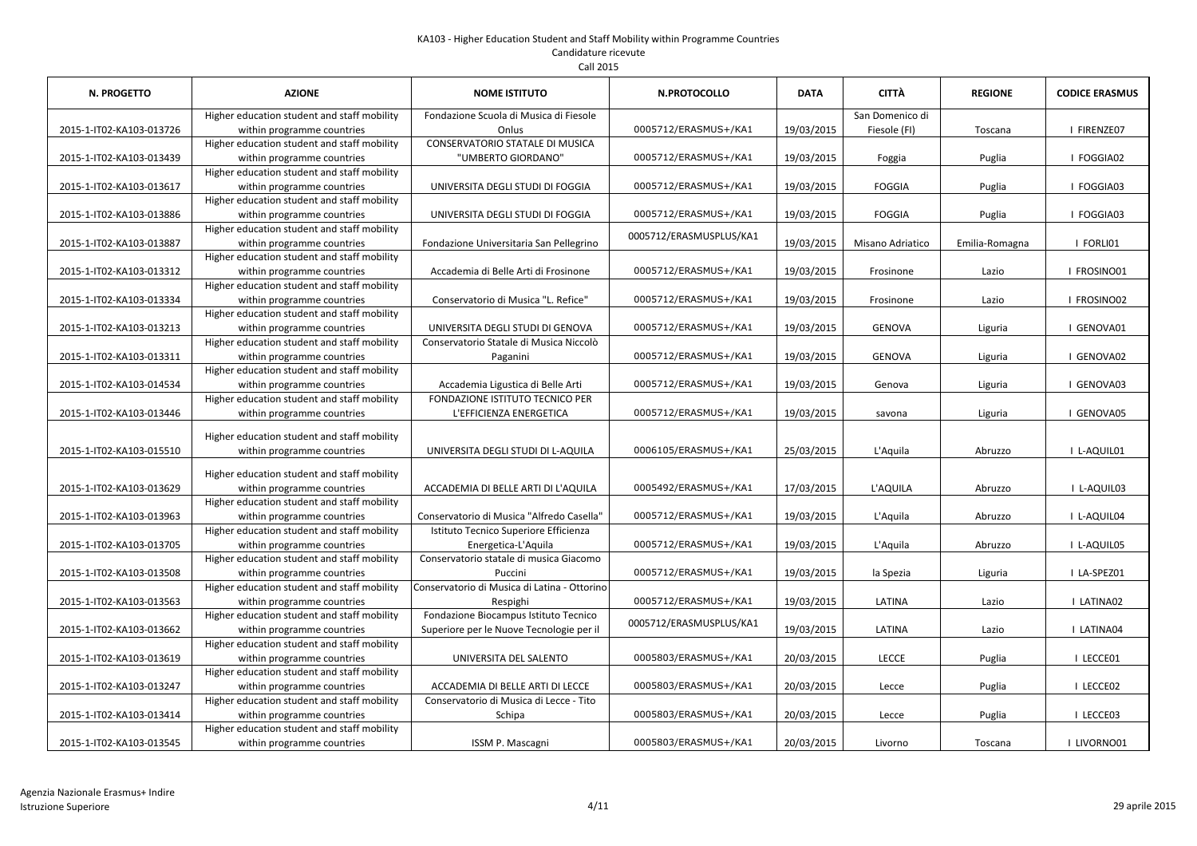KA103 - Higher Education Student and Staff Mobility within Programme Countries
Candidature ricevute
Call 2015

| N. PROGETTO | AZIONE | NOME ISTITUTO | N.PROTOCOLLO | DATA | CITTÀ | REGIONE | CODICE ERASMUS |
|---|---|---|---|---|---|---|---|
| 2015-1-IT02-KA103-013726 | Higher education student and staff mobility within programme countries | Fondazione Scuola di Musica di Fiesole Onlus | 0005712/ERASMUS+/KA1 | 19/03/2015 | San Domenico di Fiesole (FI) | Toscana | I FIRENZE07 |
| 2015-1-IT02-KA103-013439 | Higher education student and staff mobility within programme countries | CONSERVATORIO STATALE DI MUSICA "UMBERTO GIORDANO" | 0005712/ERASMUS+/KA1 | 19/03/2015 | Foggia | Puglia | I FOGGIA02 |
| 2015-1-IT02-KA103-013617 | Higher education student and staff mobility within programme countries | UNIVERSITA DEGLI STUDI DI FOGGIA | 0005712/ERASMUS+/KA1 | 19/03/2015 | FOGGIA | Puglia | I FOGGIA03 |
| 2015-1-IT02-KA103-013886 | Higher education student and staff mobility within programme countries | UNIVERSITA DEGLI STUDI DI FOGGIA | 0005712/ERASMUS+/KA1 | 19/03/2015 | FOGGIA | Puglia | I FOGGIA03 |
| 2015-1-IT02-KA103-013887 | Higher education student and staff mobility within programme countries | Fondazione Universitaria San Pellegrino | 0005712/ERASMUSPLUS/KA1 | 19/03/2015 | Misano Adriatico | Emilia-Romagna | I FORLI01 |
| 2015-1-IT02-KA103-013312 | Higher education student and staff mobility within programme countries | Accademia di Belle Arti di Frosinone | 0005712/ERASMUS+/KA1 | 19/03/2015 | Frosinone | Lazio | I FROSINO01 |
| 2015-1-IT02-KA103-013334 | Higher education student and staff mobility within programme countries | Conservatorio di Musica "L. Refice" | 0005712/ERASMUS+/KA1 | 19/03/2015 | Frosinone | Lazio | I FROSINO02 |
| 2015-1-IT02-KA103-013213 | Higher education student and staff mobility within programme countries | UNIVERSITA DEGLI STUDI DI GENOVA | 0005712/ERASMUS+/KA1 | 19/03/2015 | GENOVA | Liguria | I GENOVA01 |
| 2015-1-IT02-KA103-013311 | Higher education student and staff mobility within programme countries | Conservatorio Statale di Musica Niccolò Paganini | 0005712/ERASMUS+/KA1 | 19/03/2015 | GENOVA | Liguria | I GENOVA02 |
| 2015-1-IT02-KA103-014534 | Higher education student and staff mobility within programme countries | Accademia Ligustica di Belle Arti | 0005712/ERASMUS+/KA1 | 19/03/2015 | Genova | Liguria | I GENOVA03 |
| 2015-1-IT02-KA103-013446 | Higher education student and staff mobility within programme countries | FONDAZIONE ISTITUTO TECNICO PER L'EFFICIENZA ENERGETICA | 0005712/ERASMUS+/KA1 | 19/03/2015 | savona | Liguria | I GENOVA05 |
| 2015-1-IT02-KA103-015510 | Higher education student and staff mobility within programme countries | UNIVERSITA DEGLI STUDI DI L-AQUILA | 0006105/ERASMUS+/KA1 | 25/03/2015 | L'Aquila | Abruzzo | I L-AQUIL01 |
| 2015-1-IT02-KA103-013629 | Higher education student and staff mobility within programme countries | ACCADEMIA DI BELLE ARTI DI L'AQUILA | 0005492/ERASMUS+/KA1 | 17/03/2015 | L'AQUILA | Abruzzo | I L-AQUIL03 |
| 2015-1-IT02-KA103-013963 | Higher education student and staff mobility within programme countries | Conservatorio di Musica "Alfredo Casella" | 0005712/ERASMUS+/KA1 | 19/03/2015 | L'Aquila | Abruzzo | I L-AQUIL04 |
| 2015-1-IT02-KA103-013705 | Higher education student and staff mobility within programme countries | Istituto Tecnico Superiore Efficienza Energetica-L'Aquila | 0005712/ERASMUS+/KA1 | 19/03/2015 | L'Aquila | Abruzzo | I L-AQUIL05 |
| 2015-1-IT02-KA103-013508 | Higher education student and staff mobility within programme countries | Conservatorio statale di musica Giacomo Puccini | 0005712/ERASMUS+/KA1 | 19/03/2015 | la Spezia | Liguria | I LA-SPEZ01 |
| 2015-1-IT02-KA103-013563 | Higher education student and staff mobility within programme countries | Conservatorio di Musica di Latina - Ottorino Respighi | 0005712/ERASMUS+/KA1 | 19/03/2015 | LATINA | Lazio | I LATINA02 |
| 2015-1-IT02-KA103-013662 | Higher education student and staff mobility within programme countries | Fondazione Biocampus Istituto Tecnico Superiore per le Nuove Tecnologie per il | 0005712/ERASMUSPLUS/KA1 | 19/03/2015 | LATINA | Lazio | I LATINA04 |
| 2015-1-IT02-KA103-013619 | Higher education student and staff mobility within programme countries | UNIVERSITA DEL SALENTO | 0005803/ERASMUS+/KA1 | 20/03/2015 | LECCE | Puglia | I LECCE01 |
| 2015-1-IT02-KA103-013247 | Higher education student and staff mobility within programme countries | ACCADEMIA DI BELLE ARTI DI LECCE | 0005803/ERASMUS+/KA1 | 20/03/2015 | Lecce | Puglia | I LECCE02 |
| 2015-1-IT02-KA103-013414 | Higher education student and staff mobility within programme countries | Conservatorio di Musica di Lecce - Tito Schipa | 0005803/ERASMUS+/KA1 | 20/03/2015 | Lecce | Puglia | I LECCE03 |
| 2015-1-IT02-KA103-013545 | Higher education student and staff mobility within programme countries | ISSM P. Mascagni | 0005803/ERASMUS+/KA1 | 20/03/2015 | Livorno | Toscana | I LIVORNO01 |

Agenzia Nazionale Erasmus+ Indire
Istruzione Superiore

29 aprile 2015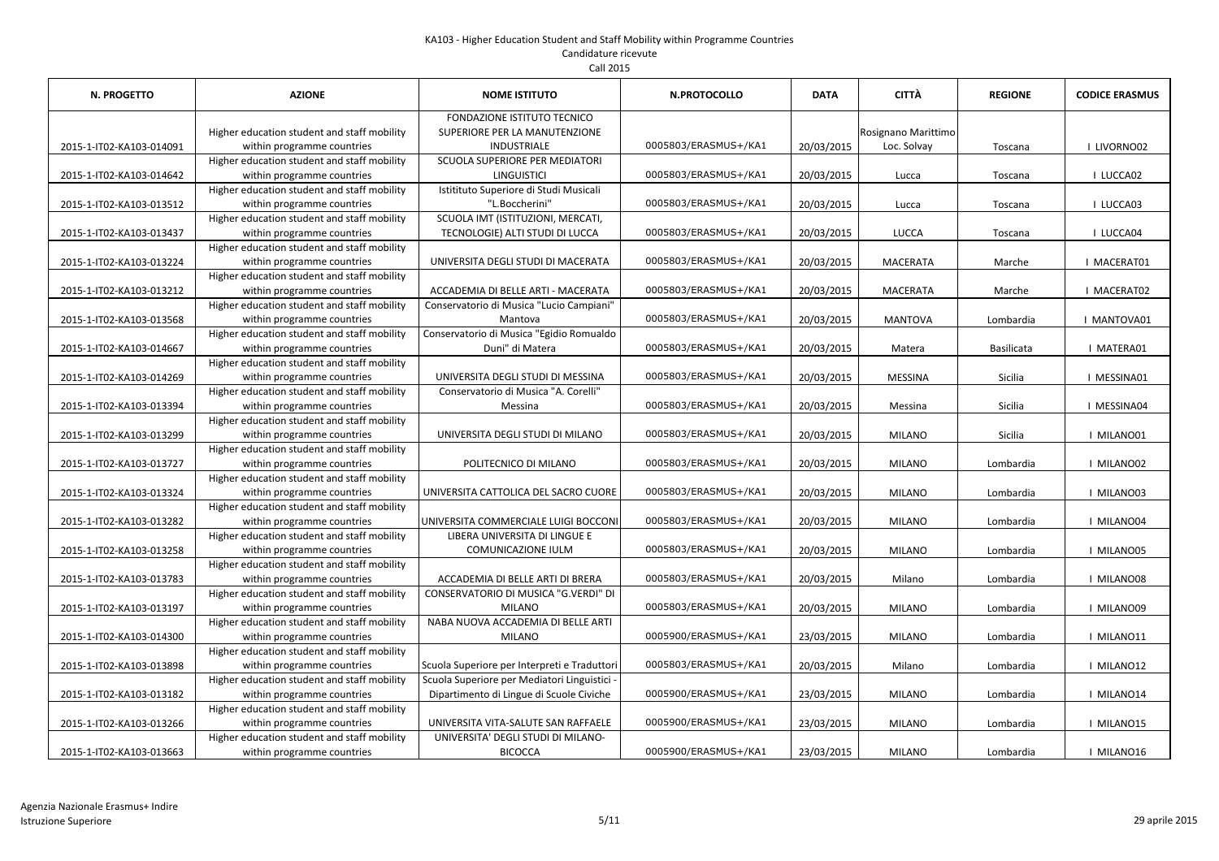KA103 - Higher Education Student and Staff Mobility within Programme Countries

Candidature ricevute

Call 2015

| N. PROGETTO | AZIONE | NOME ISTITUTO | N.PROTOCOLLO | DATA | CITTÀ | REGIONE | CODICE ERASMUS |
|---|---|---|---|---|---|---|---|
| 2015-1-IT02-KA103-014091 | Higher education student and staff mobility within programme countries | FONDAZIONE ISTITUTO TECNICO SUPERIORE PER LA MANUTENZIONE INDUSTRIALE | 0005803/ERASMUS+/KA1 | 20/03/2015 | Rosignano Marittimo Loc. Solvay | Toscana | I LIVORNO02 |
| 2015-1-IT02-KA103-014642 | Higher education student and staff mobility within programme countries | SCUOLA SUPERIORE PER MEDIATORI LINGUISTICI | 0005803/ERASMUS+/KA1 | 20/03/2015 | Lucca | Toscana | I LUCCA02 |
| 2015-1-IT02-KA103-013512 | Higher education student and staff mobility within programme countries | Istituto Superiore di Studi Musicali "L.Boccherini" | 0005803/ERASMUS+/KA1 | 20/03/2015 | Lucca | Toscana | I LUCCA03 |
| 2015-1-IT02-KA103-013437 | Higher education student and staff mobility within programme countries | SCUOLA IMT (ISTITUZIONI, MERCATI, TECNOLOGIE) ALTI STUDI DI LUCCA | 0005803/ERASMUS+/KA1 | 20/03/2015 | LUCCA | Toscana | I LUCCA04 |
| 2015-1-IT02-KA103-013224 | Higher education student and staff mobility within programme countries | UNIVERSITA DEGLI STUDI DI MACERATA | 0005803/ERASMUS+/KA1 | 20/03/2015 | MACERATA | Marche | I MACERAT01 |
| 2015-1-IT02-KA103-013212 | Higher education student and staff mobility within programme countries | ACCADEMIA DI BELLE ARTI - MACERATA | 0005803/ERASMUS+/KA1 | 20/03/2015 | MACERATA | Marche | I MACERAT02 |
| 2015-1-IT02-KA103-013568 | Higher education student and staff mobility within programme countries | Conservatorio di Musica "Lucio Campiani" Mantova | 0005803/ERASMUS+/KA1 | 20/03/2015 | MANTOVA | Lombardia | I MANTOVA01 |
| 2015-1-IT02-KA103-014667 | Higher education student and staff mobility within programme countries | Conservatorio di Musica "Egidio Romualdo Duni" di Matera | 0005803/ERASMUS+/KA1 | 20/03/2015 | Matera | Basilicata | I MATERA01 |
| 2015-1-IT02-KA103-014269 | Higher education student and staff mobility within programme countries | UNIVERSITA DEGLI STUDI DI MESSINA | 0005803/ERASMUS+/KA1 | 20/03/2015 | MESSINA | Sicilia | I MESSINA01 |
| 2015-1-IT02-KA103-013394 | Higher education student and staff mobility within programme countries | Conservatorio di Musica "A. Corelli" Messina | 0005803/ERASMUS+/KA1 | 20/03/2015 | Messina | Sicilia | I MESSINA04 |
| 2015-1-IT02-KA103-013299 | Higher education student and staff mobility within programme countries | UNIVERSITA DEGLI STUDI DI MILANO | 0005803/ERASMUS+/KA1 | 20/03/2015 | MILANO | Sicilia | I MILANO01 |
| 2015-1-IT02-KA103-013727 | Higher education student and staff mobility within programme countries | POLITECNICO DI MILANO | 0005803/ERASMUS+/KA1 | 20/03/2015 | MILANO | Lombardia | I MILANO02 |
| 2015-1-IT02-KA103-013324 | Higher education student and staff mobility within programme countries | UNIVERSITA CATTOLICA DEL SACRO CUORE | 0005803/ERASMUS+/KA1 | 20/03/2015 | MILANO | Lombardia | I MILANO03 |
| 2015-1-IT02-KA103-013282 | Higher education student and staff mobility within programme countries | UNIVERSITA COMMERCIALE LUIGI BOCCONI | 0005803/ERASMUS+/KA1 | 20/03/2015 | MILANO | Lombardia | I MILANO04 |
| 2015-1-IT02-KA103-013258 | Higher education student and staff mobility within programme countries | LIBERA UNIVERSITA DI LINGUE E COMUNICAZIONE IULM | 0005803/ERASMUS+/KA1 | 20/03/2015 | MILANO | Lombardia | I MILANO05 |
| 2015-1-IT02-KA103-013783 | Higher education student and staff mobility within programme countries | ACCADEMIA DI BELLE ARTI DI BRERA | 0005803/ERASMUS+/KA1 | 20/03/2015 | Milano | Lombardia | I MILANO08 |
| 2015-1-IT02-KA103-013197 | Higher education student and staff mobility within programme countries | CONSERVATORIO DI MUSICA "G.VERDI" DI MILANO | 0005803/ERASMUS+/KA1 | 20/03/2015 | MILANO | Lombardia | I MILANO09 |
| 2015-1-IT02-KA103-014300 | Higher education student and staff mobility within programme countries | NABA NUOVA ACCADEMIA DI BELLE ARTI MILANO | 0005900/ERASMUS+/KA1 | 23/03/2015 | MILANO | Lombardia | I MILANO11 |
| 2015-1-IT02-KA103-013898 | Higher education student and staff mobility within programme countries | Scuola Superiore per Interpreti e Traduttori | 0005803/ERASMUS+/KA1 | 20/03/2015 | Milano | Lombardia | I MILANO12 |
| 2015-1-IT02-KA103-013182 | Higher education student and staff mobility within programme countries | Scuola Superiore per Mediatori Linguistici - Dipartimento di Lingue di Scuole Civiche | 0005900/ERASMUS+/KA1 | 23/03/2015 | MILANO | Lombardia | I MILANO14 |
| 2015-1-IT02-KA103-013266 | Higher education student and staff mobility within programme countries | UNIVERSITA VITA-SALUTE SAN RAFFAELE | 0005900/ERASMUS+/KA1 | 23/03/2015 | MILANO | Lombardia | I MILANO15 |
| 2015-1-IT02-KA103-013663 | Higher education student and staff mobility within programme countries | UNIVERSITA' DEGLI STUDI DI MILANO-BICOCCA | 0005900/ERASMUS+/KA1 | 23/03/2015 | MILANO | Lombardia | I MILANO16 |

Agenzia Nazionale Erasmus+ Indire
Istruzione Superiore

29 aprile 2015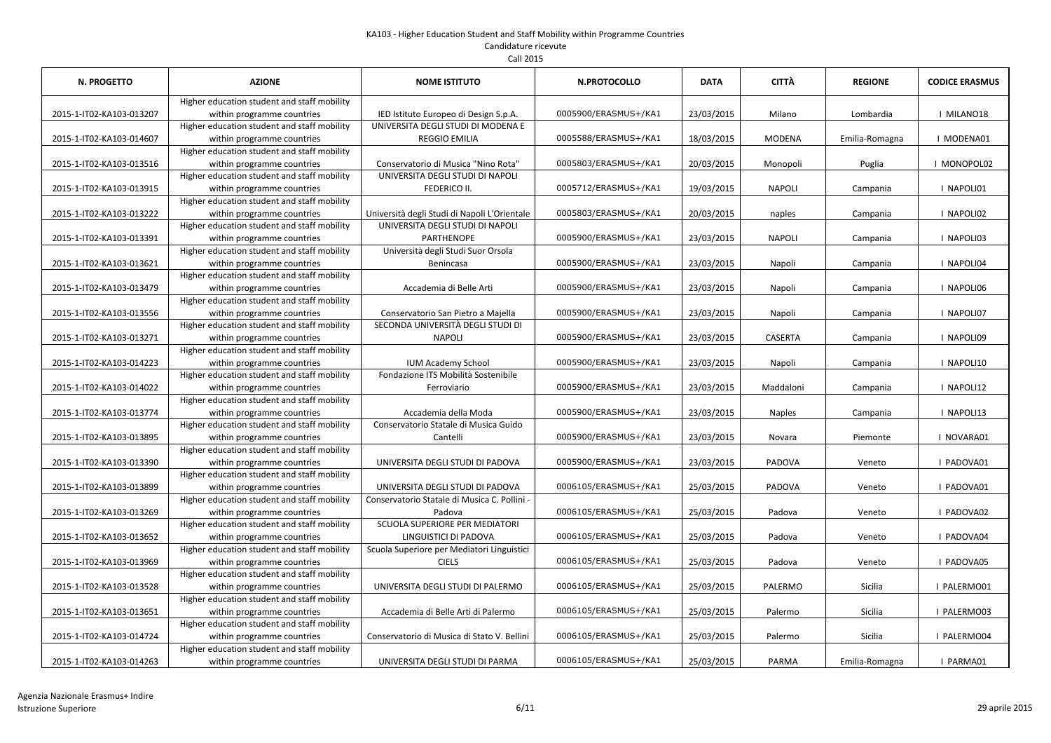KA103 - Higher Education Student and Staff Mobility within Programme Countries
Candidature ricevute
Call 2015

| N. PROGETTO | AZIONE | NOME ISTITUTO | N.PROTOCOLLO | DATA | CITTÀ | REGIONE | CODICE ERASMUS |
|---|---|---|---|---|---|---|---|
| 2015-1-IT02-KA103-013207 | Higher education student and staff mobility within programme countries | IED Istituto Europeo di Design S.p.A. | 0005900/ERASMUS+/KA1 | 23/03/2015 | Milano | Lombardia | I MILANO18 |
| 2015-1-IT02-KA103-014607 | Higher education student and staff mobility within programme countries | UNIVERSITA DEGLI STUDI DI MODENA E REGGIO EMILIA | 0005588/ERASMUS+/KA1 | 18/03/2015 | MODENA | Emilia-Romagna | I MODENA01 |
| 2015-1-IT02-KA103-013516 | Higher education student and staff mobility within programme countries | Conservatorio di Musica "Nino Rota" | 0005803/ERASMUS+/KA1 | 20/03/2015 | Monopoli | Puglia | I MONOPOL02 |
| 2015-1-IT02-KA103-013915 | Higher education student and staff mobility within programme countries | UNIVERSITA DEGLI STUDI DI NAPOLI FEDERICO II. | 0005712/ERASMUS+/KA1 | 19/03/2015 | NAPOLI | Campania | I NAPOLI01 |
| 2015-1-IT02-KA103-013222 | Higher education student and staff mobility within programme countries | Università degli Studi di Napoli L'Orientale | 0005803/ERASMUS+/KA1 | 20/03/2015 | naples | Campania | I NAPOLI02 |
| 2015-1-IT02-KA103-013391 | Higher education student and staff mobility within programme countries | UNIVERSITA DEGLI STUDI DI NAPOLI PARTHENOPE | 0005900/ERASMUS+/KA1 | 23/03/2015 | NAPOLI | Campania | I NAPOLI03 |
| 2015-1-IT02-KA103-013621 | Higher education student and staff mobility within programme countries | Università degli Studi Suor Orsola Benincasa | 0005900/ERASMUS+/KA1 | 23/03/2015 | Napoli | Campania | I NAPOLI04 |
| 2015-1-IT02-KA103-013479 | Higher education student and staff mobility within programme countries | Accademia di Belle Arti | 0005900/ERASMUS+/KA1 | 23/03/2015 | Napoli | Campania | I NAPOLI06 |
| 2015-1-IT02-KA103-013556 | Higher education student and staff mobility within programme countries | Conservatorio San Pietro a Majella | 0005900/ERASMUS+/KA1 | 23/03/2015 | Napoli | Campania | I NAPOLI07 |
| 2015-1-IT02-KA103-013271 | Higher education student and staff mobility within programme countries | SECONDA UNIVERSITÀ DEGLI STUDI DI NAPOLI | 0005900/ERASMUS+/KA1 | 23/03/2015 | CASERTA | Campania | I NAPOLI09 |
| 2015-1-IT02-KA103-014223 | Higher education student and staff mobility within programme countries | IUM Academy School | 0005900/ERASMUS+/KA1 | 23/03/2015 | Napoli | Campania | I NAPOLI10 |
| 2015-1-IT02-KA103-014022 | Higher education student and staff mobility within programme countries | Fondazione ITS Mobilità Sostenibile Ferroviario | 0005900/ERASMUS+/KA1 | 23/03/2015 | Maddaloni | Campania | I NAPOLI12 |
| 2015-1-IT02-KA103-013774 | Higher education student and staff mobility within programme countries | Accademia della Moda | 0005900/ERASMUS+/KA1 | 23/03/2015 | Naples | Campania | I NAPOLI13 |
| 2015-1-IT02-KA103-013895 | Higher education student and staff mobility within programme countries | Conservatorio Statale di Musica Guido Cantelli | 0005900/ERASMUS+/KA1 | 23/03/2015 | Novara | Piemonte | I NOVARA01 |
| 2015-1-IT02-KA103-013390 | Higher education student and staff mobility within programme countries | UNIVERSITA DEGLI STUDI DI PADOVA | 0005900/ERASMUS+/KA1 | 23/03/2015 | PADOVA | Veneto | I PADOVA01 |
| 2015-1-IT02-KA103-013899 | Higher education student and staff mobility within programme countries | UNIVERSITA DEGLI STUDI DI PADOVA | 0006105/ERASMUS+/KA1 | 25/03/2015 | PADOVA | Veneto | I PADOVA01 |
| 2015-1-IT02-KA103-013269 | Higher education student and staff mobility within programme countries | Conservatorio Statale di Musica C. Pollini - Padova | 0006105/ERASMUS+/KA1 | 25/03/2015 | Padova | Veneto | I PADOVA02 |
| 2015-1-IT02-KA103-013652 | Higher education student and staff mobility within programme countries | SCUOLA SUPERIORE PER MEDIATORI LINGUISTICI DI PADOVA | 0006105/ERASMUS+/KA1 | 25/03/2015 | Padova | Veneto | I PADOVA04 |
| 2015-1-IT02-KA103-013969 | Higher education student and staff mobility within programme countries | Scuola Superiore per Mediatori Linguistici CIELS | 0006105/ERASMUS+/KA1 | 25/03/2015 | Padova | Veneto | I PADOVA05 |
| 2015-1-IT02-KA103-013528 | Higher education student and staff mobility within programme countries | UNIVERSITA DEGLI STUDI DI PALERMO | 0006105/ERASMUS+/KA1 | 25/03/2015 | PALERMO | Sicilia | I PALERMO01 |
| 2015-1-IT02-KA103-013651 | Higher education student and staff mobility within programme countries | Accademia di Belle Arti di Palermo | 0006105/ERASMUS+/KA1 | 25/03/2015 | Palermo | Sicilia | I PALERMO03 |
| 2015-1-IT02-KA103-014724 | Higher education student and staff mobility within programme countries | Conservatorio di Musica di Stato V. Bellini | 0006105/ERASMUS+/KA1 | 25/03/2015 | Palermo | Sicilia | I PALERMO04 |
| 2015-1-IT02-KA103-014263 | Higher education student and staff mobility within programme countries | UNIVERSITA DEGLI STUDI DI PARMA | 0006105/ERASMUS+/KA1 | 25/03/2015 | PARMA | Emilia-Romagna | I PARMA01 |

Agenzia Nazionale Erasmus+ Indire
Istruzione Superiore

29 aprile 2015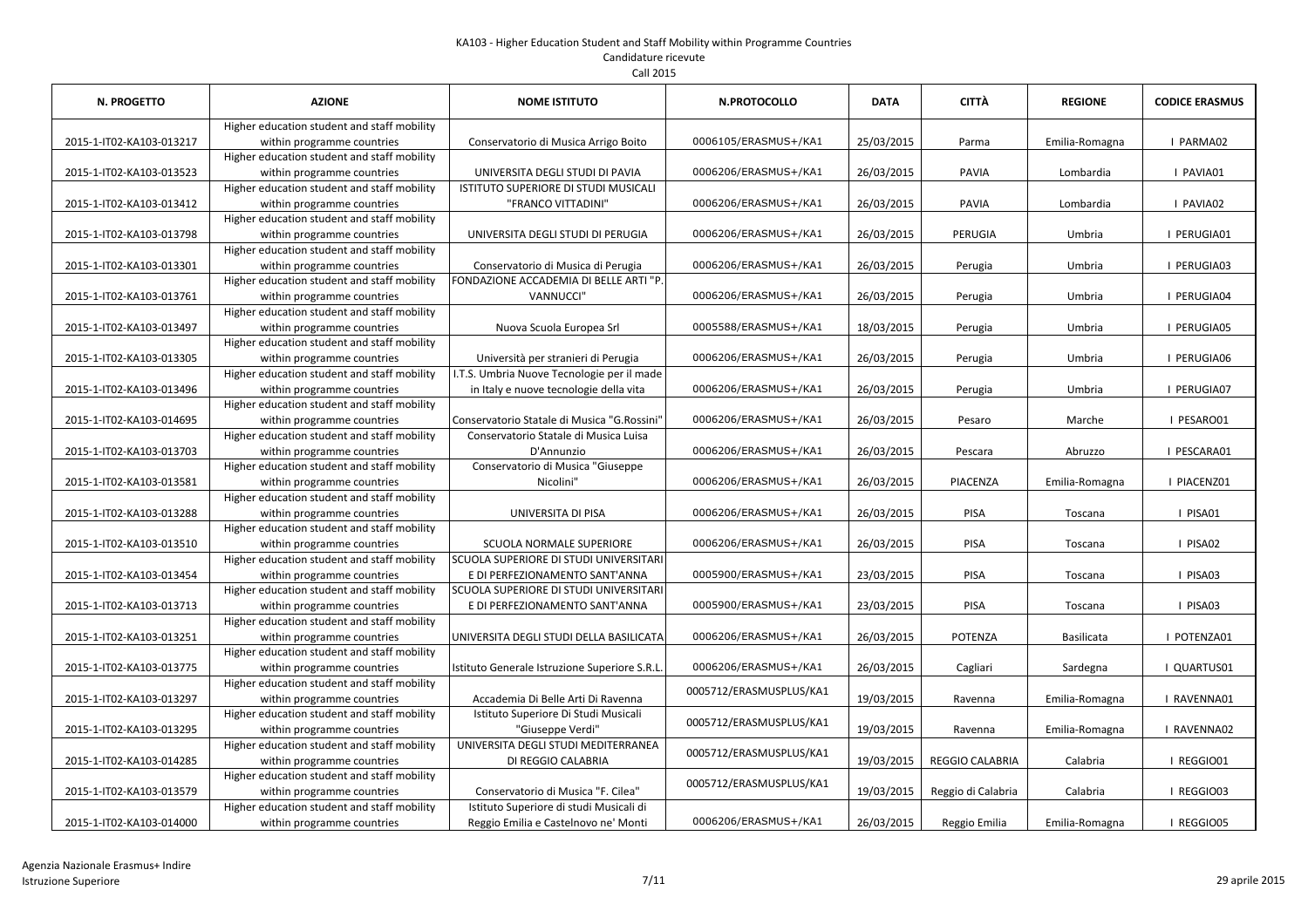KA103 - Higher Education Student and Staff Mobility within Programme Countries

Candidature ricevute

Call 2015

| N. PROGETTO | AZIONE | NOME ISTITUTO | N.PROTOCOLLO | DATA | CITTÀ | REGIONE | CODICE ERASMUS |
|---|---|---|---|---|---|---|---|
| 2015-1-IT02-KA103-013217 | Higher education student and staff mobility within programme countries | Conservatorio di Musica Arrigo Boito | 0006105/ERASMUS+/KA1 | 25/03/2015 | Parma | Emilia-Romagna | I PARMA02 |
| 2015-1-IT02-KA103-013523 | Higher education student and staff mobility within programme countries | UNIVERSITA DEGLI STUDI DI PAVIA | 0006206/ERASMUS+/KA1 | 26/03/2015 | PAVIA | Lombardia | I PAVIA01 |
| 2015-1-IT02-KA103-013412 | Higher education student and staff mobility within programme countries | ISTITUTO SUPERIORE DI STUDI MUSICALI "FRANCO VITTADINI" | 0006206/ERASMUS+/KA1 | 26/03/2015 | PAVIA | Lombardia | I PAVIA02 |
| 2015-1-IT02-KA103-013798 | Higher education student and staff mobility within programme countries | UNIVERSITA DEGLI STUDI DI PERUGIA | 0006206/ERASMUS+/KA1 | 26/03/2015 | PERUGIA | Umbria | I PERUGIA01 |
| 2015-1-IT02-KA103-013301 | Higher education student and staff mobility within programme countries | Conservatorio di Musica di Perugia | 0006206/ERASMUS+/KA1 | 26/03/2015 | Perugia | Umbria | I PERUGIA03 |
| 2015-1-IT02-KA103-013761 | Higher education student and staff mobility within programme countries | FONDAZIONE ACCADEMIA DI BELLE ARTI "P. VANNUCCI" | 0006206/ERASMUS+/KA1 | 26/03/2015 | Perugia | Umbria | I PERUGIA04 |
| 2015-1-IT02-KA103-013497 | Higher education student and staff mobility within programme countries | Nuova Scuola Europea Srl | 0005588/ERASMUS+/KA1 | 18/03/2015 | Perugia | Umbria | I PERUGIA05 |
| 2015-1-IT02-KA103-013305 | Higher education student and staff mobility within programme countries | Università per stranieri di Perugia | 0006206/ERASMUS+/KA1 | 26/03/2015 | Perugia | Umbria | I PERUGIA06 |
| 2015-1-IT02-KA103-013496 | Higher education student and staff mobility within programme countries | I.T.S. Umbria Nuove Tecnologie per il made in Italy e nuove tecnologie della vita | 0006206/ERASMUS+/KA1 | 26/03/2015 | Perugia | Umbria | I PERUGIA07 |
| 2015-1-IT02-KA103-014695 | Higher education student and staff mobility within programme countries | Conservatorio Statale di Musica "G.Rossini" | 0006206/ERASMUS+/KA1 | 26/03/2015 | Pesaro | Marche | I PESARO01 |
| 2015-1-IT02-KA103-013703 | Higher education student and staff mobility within programme countries | Conservatorio Statale di Musica Luisa D'Annunzio | 0006206/ERASMUS+/KA1 | 26/03/2015 | Pescara | Abruzzo | I PESCARA01 |
| 2015-1-IT02-KA103-013581 | Higher education student and staff mobility within programme countries | Conservatorio di Musica "Giuseppe Nicolini" | 0006206/ERASMUS+/KA1 | 26/03/2015 | PIACENZA | Emilia-Romagna | I PIACENZ01 |
| 2015-1-IT02-KA103-013288 | Higher education student and staff mobility within programme countries | UNIVERSITA DI PISA | 0006206/ERASMUS+/KA1 | 26/03/2015 | PISA | Toscana | I PISA01 |
| 2015-1-IT02-KA103-013510 | Higher education student and staff mobility within programme countries | SCUOLA NORMALE SUPERIORE | 0006206/ERASMUS+/KA1 | 26/03/2015 | PISA | Toscana | I PISA02 |
| 2015-1-IT02-KA103-013454 | Higher education student and staff mobility within programme countries | SCUOLA SUPERIORE DI STUDI UNIVERSITARI E DI PERFEZIONAMENTO SANT'ANNA | 0005900/ERASMUS+/KA1 | 23/03/2015 | PISA | Toscana | I PISA03 |
| 2015-1-IT02-KA103-013713 | Higher education student and staff mobility within programme countries | SCUOLA SUPERIORE DI STUDI UNIVERSITARI E DI PERFEZIONAMENTO SANT'ANNA | 0005900/ERASMUS+/KA1 | 23/03/2015 | PISA | Toscana | I PISA03 |
| 2015-1-IT02-KA103-013251 | Higher education student and staff mobility within programme countries | UNIVERSITA DEGLI STUDI DELLA BASILICATA | 0006206/ERASMUS+/KA1 | 26/03/2015 | POTENZA | Basilicata | I POTENZA01 |
| 2015-1-IT02-KA103-013775 | Higher education student and staff mobility within programme countries | Istituto Generale Istruzione Superiore S.R.L. | 0006206/ERASMUS+/KA1 | 26/03/2015 | Cagliari | Sardegna | I QUARTUS01 |
| 2015-1-IT02-KA103-013297 | Higher education student and staff mobility within programme countries | Accademia Di Belle Arti Di Ravenna | 0005712/ERASMUSPLUS/KA1 | 19/03/2015 | Ravenna | Emilia-Romagna | I RAVENNA01 |
| 2015-1-IT02-KA103-013295 | Higher education student and staff mobility within programme countries | Istituto Superiore Di Studi Musicali "Giuseppe Verdi" | 0005712/ERASMUSPLUS/KA1 | 19/03/2015 | Ravenna | Emilia-Romagna | I RAVENNA02 |
| 2015-1-IT02-KA103-014285 | Higher education student and staff mobility within programme countries | UNIVERSITA DEGLI STUDI MEDITERRANEA DI REGGIO CALABRIA | 0005712/ERASMUSPLUS/KA1 | 19/03/2015 | REGGIO CALABRIA | Calabria | I REGGIO01 |
| 2015-1-IT02-KA103-013579 | Higher education student and staff mobility within programme countries | Conservatorio di Musica "F. Cilea" | 0005712/ERASMUSPLUS/KA1 | 19/03/2015 | Reggio di Calabria | Calabria | I REGGIO03 |
| 2015-1-IT02-KA103-014000 | Higher education student and staff mobility within programme countries | Istituto Superiore di studi Musicali di Reggio Emilia e Castelnovo ne' Monti | 0006206/ERASMUS+/KA1 | 26/03/2015 | Reggio Emilia | Emilia-Romagna | I REGGIO05 |

Agenzia Nazionale Erasmus+ Indire
Istruzione Superiore

29 aprile 2015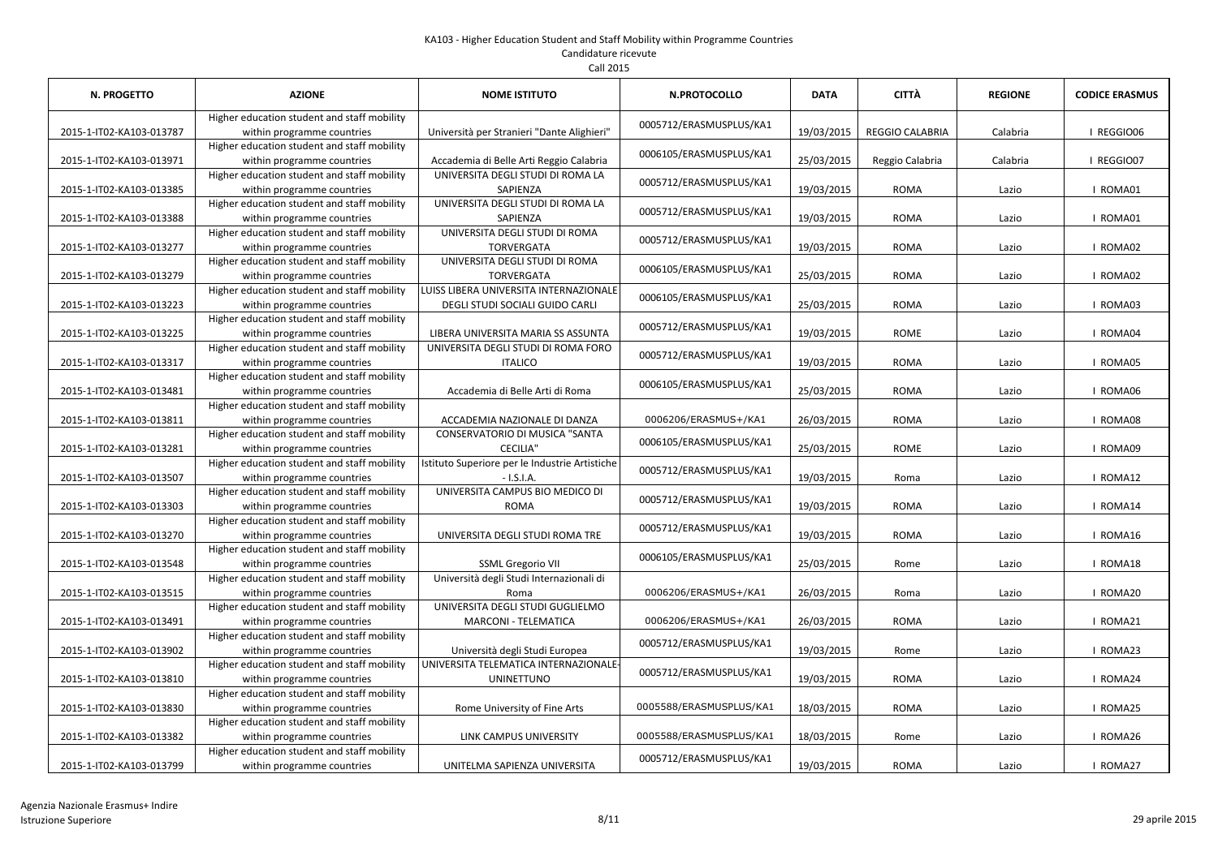KA103 - Higher Education Student and Staff Mobility within Programme Countries
Candidature ricevute
Call 2015

| N. PROGETTO | AZIONE | NOME ISTITUTO | N.PROTOCOLLO | DATA | CITTÀ | REGIONE | CODICE ERASMUS |
|---|---|---|---|---|---|---|---|
| 2015-1-IT02-KA103-013787 | Higher education student and staff mobility within programme countries | Università per Stranieri "Dante Alighieri" | 0005712/ERASMUSPLUS/KA1 | 19/03/2015 | REGGIO CALABRIA | Calabria | I REGGIO06 |
| 2015-1-IT02-KA103-013971 | Higher education student and staff mobility within programme countries | Accademia di Belle Arti Reggio Calabria | 0006105/ERASMUSPLUS/KA1 | 25/03/2015 | Reggio Calabria | Calabria | I REGGIO07 |
| 2015-1-IT02-KA103-013385 | Higher education student and staff mobility within programme countries | UNIVERSITA DEGLI STUDI DI ROMA LA SAPIENZA | 0005712/ERASMUSPLUS/KA1 | 19/03/2015 | ROMA | Lazio | I ROMA01 |
| 2015-1-IT02-KA103-013388 | Higher education student and staff mobility within programme countries | UNIVERSITA DEGLI STUDI DI ROMA LA SAPIENZA | 0005712/ERASMUSPLUS/KA1 | 19/03/2015 | ROMA | Lazio | I ROMA01 |
| 2015-1-IT02-KA103-013277 | Higher education student and staff mobility within programme countries | UNIVERSITA DEGLI STUDI DI ROMA TORVERGATA | 0005712/ERASMUSPLUS/KA1 | 19/03/2015 | ROMA | Lazio | I ROMA02 |
| 2015-1-IT02-KA103-013279 | Higher education student and staff mobility within programme countries | UNIVERSITA DEGLI STUDI DI ROMA TORVERGATA | 0006105/ERASMUSPLUS/KA1 | 25/03/2015 | ROMA | Lazio | I ROMA02 |
| 2015-1-IT02-KA103-013223 | Higher education student and staff mobility within programme countries | LUISS LIBERA UNIVERSITA INTERNAZIONALE DEGLI STUDI SOCIALI GUIDO CARLI | 0006105/ERASMUSPLUS/KA1 | 25/03/2015 | ROMA | Lazio | I ROMA03 |
| 2015-1-IT02-KA103-013225 | Higher education student and staff mobility within programme countries | LIBERA UNIVERSITA MARIA SS ASSUNTA | 0005712/ERASMUSPLUS/KA1 | 19/03/2015 | ROME | Lazio | I ROMA04 |
| 2015-1-IT02-KA103-013317 | Higher education student and staff mobility within programme countries | UNIVERSITA DEGLI STUDI DI ROMA FORO ITALICO | 0005712/ERASMUSPLUS/KA1 | 19/03/2015 | ROMA | Lazio | I ROMA05 |
| 2015-1-IT02-KA103-013481 | Higher education student and staff mobility within programme countries | Accademia di Belle Arti di Roma | 0006105/ERASMUSPLUS/KA1 | 25/03/2015 | ROMA | Lazio | I ROMA06 |
| 2015-1-IT02-KA103-013811 | Higher education student and staff mobility within programme countries | ACCADEMIA NAZIONALE DI DANZA | 0006206/ERASMUS+/KA1 | 26/03/2015 | ROMA | Lazio | I ROMA08 |
| 2015-1-IT02-KA103-013281 | Higher education student and staff mobility within programme countries | CONSERVATORIO DI MUSICA "SANTA CECILIA" | 0006105/ERASMUSPLUS/KA1 | 25/03/2015 | ROME | Lazio | I ROMA09 |
| 2015-1-IT02-KA103-013507 | Higher education student and staff mobility within programme countries | Istituto Superiore per le Industrie Artistiche - I.S.I.A. | 0005712/ERASMUSPLUS/KA1 | 19/03/2015 | Roma | Lazio | I ROMA12 |
| 2015-1-IT02-KA103-013303 | Higher education student and staff mobility within programme countries | UNIVERSITA CAMPUS BIO MEDICO DI ROMA | 0005712/ERASMUSPLUS/KA1 | 19/03/2015 | ROMA | Lazio | I ROMA14 |
| 2015-1-IT02-KA103-013270 | Higher education student and staff mobility within programme countries | UNIVERSITA DEGLI STUDI ROMA TRE | 0005712/ERASMUSPLUS/KA1 | 19/03/2015 | ROMA | Lazio | I ROMA16 |
| 2015-1-IT02-KA103-013548 | Higher education student and staff mobility within programme countries | SSML Gregorio VII | 0006105/ERASMUSPLUS/KA1 | 25/03/2015 | Rome | Lazio | I ROMA18 |
| 2015-1-IT02-KA103-013515 | Higher education student and staff mobility within programme countries | Università degli Studi Internazionali di Roma | 0006206/ERASMUS+/KA1 | 26/03/2015 | Roma | Lazio | I ROMA20 |
| 2015-1-IT02-KA103-013491 | Higher education student and staff mobility within programme countries | UNIVERSITA DEGLI STUDI GUGLIELMO MARCONI - TELEMATICA | 0006206/ERASMUS+/KA1 | 26/03/2015 | ROMA | Lazio | I ROMA21 |
| 2015-1-IT02-KA103-013902 | Higher education student and staff mobility within programme countries | Università degli Studi Europea | 0005712/ERASMUSPLUS/KA1 | 19/03/2015 | Rome | Lazio | I ROMA23 |
| 2015-1-IT02-KA103-013810 | Higher education student and staff mobility within programme countries | UNIVERSITA TELEMATICA INTERNAZIONALE-UNINETTUNO | 0005712/ERASMUSPLUS/KA1 | 19/03/2015 | ROMA | Lazio | I ROMA24 |
| 2015-1-IT02-KA103-013830 | Higher education student and staff mobility within programme countries | Rome University of Fine Arts | 0005588/ERASMUSPLUS/KA1 | 18/03/2015 | ROMA | Lazio | I ROMA25 |
| 2015-1-IT02-KA103-013382 | Higher education student and staff mobility within programme countries | LINK CAMPUS UNIVERSITY | 0005588/ERASMUSPLUS/KA1 | 18/03/2015 | Rome | Lazio | I ROMA26 |
| 2015-1-IT02-KA103-013799 | Higher education student and staff mobility within programme countries | UNITELMA SAPIENZA UNIVERSITA | 0005712/ERASMUSPLUS/KA1 | 19/03/2015 | ROMA | Lazio | I ROMA27 |

Agenzia Nazionale Erasmus+ Indire
Istruzione Superiore

29 aprile 2015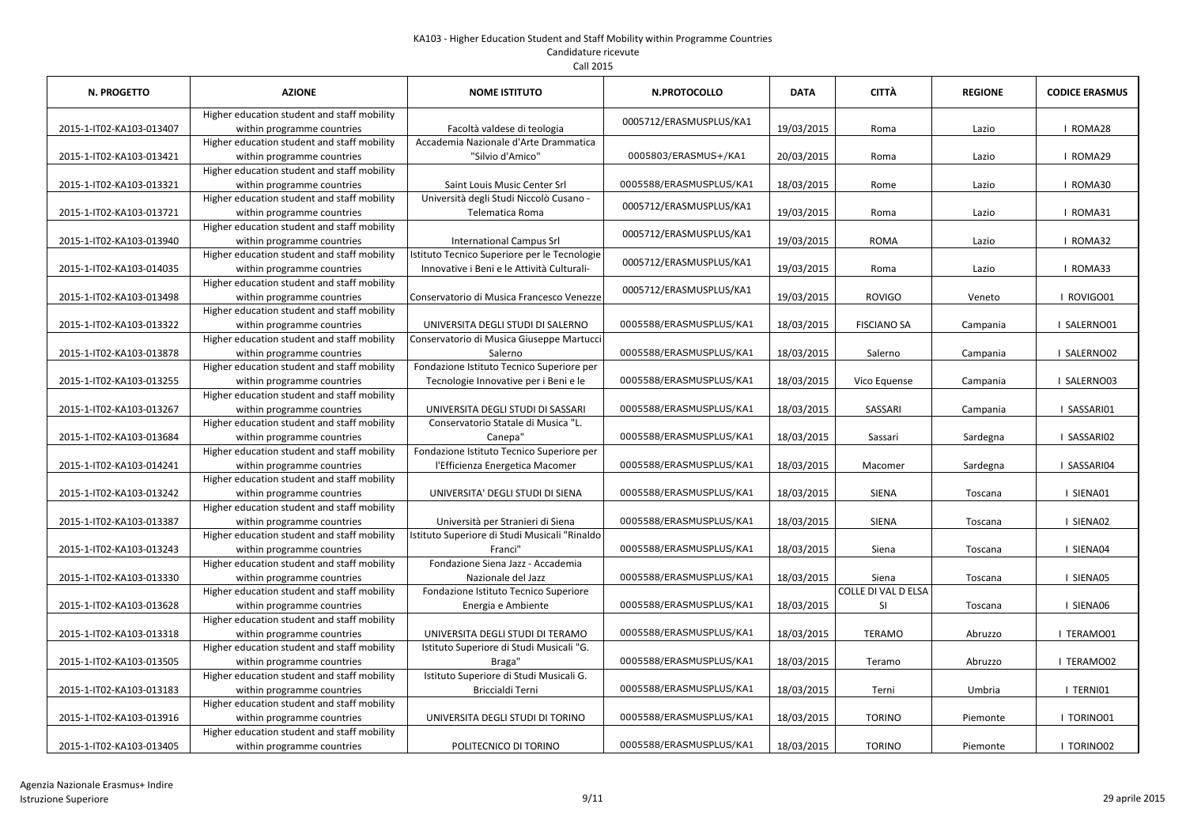KA103 - Higher Education Student and Staff Mobility within Programme Countries
Candidature ricevute
Call 2015

| N. PROGETTO | AZIONE | NOME ISTITUTO | N.PROTOCOLLO | DATA | CITTÀ | REGIONE | CODICE ERASMUS |
|---|---|---|---|---|---|---|---|
| 2015-1-IT02-KA103-013407 | Higher education student and staff mobility within programme countries | Facoltà valdese di teologia | 0005712/ERASMUSPLUS/KA1 | 19/03/2015 | Roma | Lazio | I ROMA28 |
| 2015-1-IT02-KA103-013421 | Higher education student and staff mobility within programme countries | Accademia Nazionale d'Arte Drammatica "Silvio d'Amico" | 0005803/ERASMUS+/KA1 | 20/03/2015 | Roma | Lazio | I ROMA29 |
| 2015-1-IT02-KA103-013321 | Higher education student and staff mobility within programme countries | Saint Louis Music Center Srl | 0005588/ERASMUSPLUS/KA1 | 18/03/2015 | Rome | Lazio | I ROMA30 |
| 2015-1-IT02-KA103-013721 | Higher education student and staff mobility within programme countries | Università degli Studi Niccolò Cusano - Telematica Roma | 0005712/ERASMUSPLUS/KA1 | 19/03/2015 | Roma | Lazio | I ROMA31 |
| 2015-1-IT02-KA103-013940 | Higher education student and staff mobility within programme countries | International Campus Srl | 0005712/ERASMUSPLUS/KA1 | 19/03/2015 | ROMA | Lazio | I ROMA32 |
| 2015-1-IT02-KA103-014035 | Higher education student and staff mobility within programme countries | Istituto Tecnico Superiore per le Tecnologie Innovative i Beni e le Attività Culturali- | 0005712/ERASMUSPLUS/KA1 | 19/03/2015 | Roma | Lazio | I ROMA33 |
| 2015-1-IT02-KA103-013498 | Higher education student and staff mobility within programme countries | Conservatorio di Musica Francesco Venezze | 0005712/ERASMUSPLUS/KA1 | 19/03/2015 | ROVIGO | Veneto | I ROVIGO01 |
| 2015-1-IT02-KA103-013322 | Higher education student and staff mobility within programme countries | UNIVERSITA DEGLI STUDI DI SALERNO | 0005588/ERASMUSPLUS/KA1 | 18/03/2015 | FISCIANO SA | Campania | I SALERNO01 |
| 2015-1-IT02-KA103-013878 | Higher education student and staff mobility within programme countries | Conservatorio di Musica Giuseppe Martucci Salerno | 0005588/ERASMUSPLUS/KA1 | 18/03/2015 | Salerno | Campania | I SALERNO02 |
| 2015-1-IT02-KA103-013255 | Higher education student and staff mobility within programme countries | Fondazione Istituto Tecnico Superiore per Tecnologie Innovative per i Beni e le | 0005588/ERASMUSPLUS/KA1 | 18/03/2015 | Vico Equense | Campania | I SALERNO03 |
| 2015-1-IT02-KA103-013267 | Higher education student and staff mobility within programme countries | UNIVERSITA DEGLI STUDI DI SASSARI | 0005588/ERASMUSPLUS/KA1 | 18/03/2015 | SASSARI | Campania | I SASSARI01 |
| 2015-1-IT02-KA103-013684 | Higher education student and staff mobility within programme countries | Conservatorio Statale di Musica "L. Canepa" | 0005588/ERASMUSPLUS/KA1 | 18/03/2015 | Sassari | Sardegna | I SASSARI02 |
| 2015-1-IT02-KA103-014241 | Higher education student and staff mobility within programme countries | Fondazione Istituto Tecnico Superiore per l'Efficienza Energetica Macomer | 0005588/ERASMUSPLUS/KA1 | 18/03/2015 | Macomer | Sardegna | I SASSARI04 |
| 2015-1-IT02-KA103-013242 | Higher education student and staff mobility within programme countries | UNIVERSITA' DEGLI STUDI DI SIENA | 0005588/ERASMUSPLUS/KA1 | 18/03/2015 | SIENA | Toscana | I SIENA01 |
| 2015-1-IT02-KA103-013387 | Higher education student and staff mobility within programme countries | Università per Stranieri di Siena | 0005588/ERASMUSPLUS/KA1 | 18/03/2015 | SIENA | Toscana | I SIENA02 |
| 2015-1-IT02-KA103-013243 | Higher education student and staff mobility within programme countries | Istituto Superiore di Studi Musicali "Rinaldo Franci" | 0005588/ERASMUSPLUS/KA1 | 18/03/2015 | Siena | Toscana | I SIENA04 |
| 2015-1-IT02-KA103-013330 | Higher education student and staff mobility within programme countries | Fondazione Siena Jazz - Accademia Nazionale del Jazz | 0005588/ERASMUSPLUS/KA1 | 18/03/2015 | Siena | Toscana | I SIENA05 |
| 2015-1-IT02-KA103-013628 | Higher education student and staff mobility within programme countries | Fondazione Istituto Tecnico Superiore Energia e Ambiente | 0005588/ERASMUSPLUS/KA1 | 18/03/2015 | COLLE DI VAL D ELSA SI | Toscana | I SIENA06 |
| 2015-1-IT02-KA103-013318 | Higher education student and staff mobility within programme countries | UNIVERSITA DEGLI STUDI DI TERAMO | 0005588/ERASMUSPLUS/KA1 | 18/03/2015 | TERAMO | Abruzzo | I TERAMO01 |
| 2015-1-IT02-KA103-013505 | Higher education student and staff mobility within programme countries | Istituto Superiore di Studi Musicali "G. Braga" | 0005588/ERASMUSPLUS/KA1 | 18/03/2015 | Teramo | Abruzzo | I TERAMO02 |
| 2015-1-IT02-KA103-013183 | Higher education student and staff mobility within programme countries | Istituto Superiore di Studi Musicali G. Briccialdi Terni | 0005588/ERASMUSPLUS/KA1 | 18/03/2015 | Terni | Umbria | I TERNI01 |
| 2015-1-IT02-KA103-013916 | Higher education student and staff mobility within programme countries | UNIVERSITA DEGLI STUDI DI TORINO | 0005588/ERASMUSPLUS/KA1 | 18/03/2015 | TORINO | Piemonte | I TORINO01 |
| 2015-1-IT02-KA103-013405 | Higher education student and staff mobility within programme countries | POLITECNICO DI TORINO | 0005588/ERASMUSPLUS/KA1 | 18/03/2015 | TORINO | Piemonte | I TORINO02 |

Agenzia Nazionale Erasmus+ Indire
Istruzione Superiore

29 aprile 2015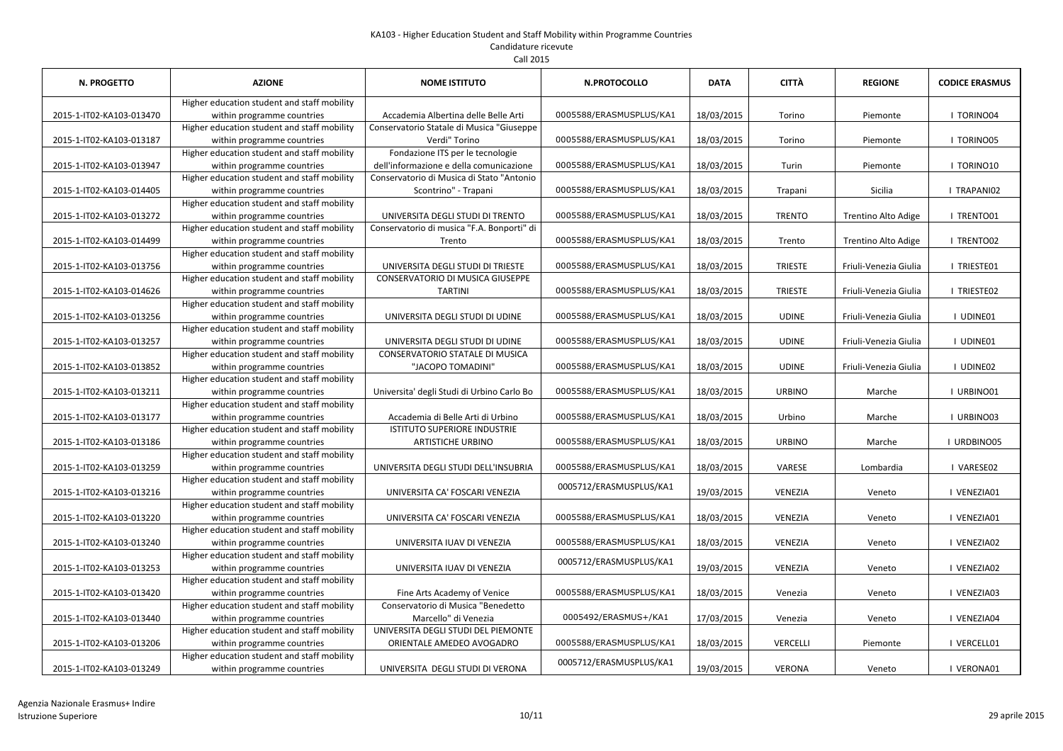KA103 - Higher Education Student and Staff Mobility within Programme Countries
Candidature ricevute
Call 2015

| N. PROGETTO | AZIONE | NOME ISTITUTO | N.PROTOCOLLO | DATA | CITTÀ | REGIONE | CODICE ERASMUS |
|---|---|---|---|---|---|---|---|
| 2015-1-IT02-KA103-013470 | Higher education student and staff mobility within programme countries | Accademia Albertina delle Belle Arti | 0005588/ERASMUSPLUS/KA1 | 18/03/2015 | Torino | Piemonte | I TORINO04 |
| 2015-1-IT02-KA103-013187 | Higher education student and staff mobility within programme countries | Conservatorio Statale di Musica "Giuseppe Verdi" Torino | 0005588/ERASMUSPLUS/KA1 | 18/03/2015 | Torino | Piemonte | I TORINO05 |
| 2015-1-IT02-KA103-013947 | Higher education student and staff mobility within programme countries | Fondazione ITS per le tecnologie dell'informazione e della comunicazione | 0005588/ERASMUSPLUS/KA1 | 18/03/2015 | Turin | Piemonte | I TORINO10 |
| 2015-1-IT02-KA103-014405 | Higher education student and staff mobility within programme countries | Conservatorio di Musica di Stato "Antonio Scontrino" - Trapani | 0005588/ERASMUSPLUS/KA1 | 18/03/2015 | Trapani | Sicilia | I TRAPANI02 |
| 2015-1-IT02-KA103-013272 | Higher education student and staff mobility within programme countries | UNIVERSITA DEGLI STUDI DI TRENTO | 0005588/ERASMUSPLUS/KA1 | 18/03/2015 | TRENTO | Trentino Alto Adige | I TRENTO01 |
| 2015-1-IT02-KA103-014499 | Higher education student and staff mobility within programme countries | Conservatorio di musica "F.A. Bonporti" di Trento | 0005588/ERASMUSPLUS/KA1 | 18/03/2015 | Trento | Trentino Alto Adige | I TRENTO02 |
| 2015-1-IT02-KA103-013756 | Higher education student and staff mobility within programme countries | UNIVERSITA DEGLI STUDI DI TRIESTE | 0005588/ERASMUSPLUS/KA1 | 18/03/2015 | TRIESTE | Friuli-Venezia Giulia | I TRIESTE01 |
| 2015-1-IT02-KA103-014626 | Higher education student and staff mobility within programme countries | CONSERVATORIO DI MUSICA GIUSEPPE TARTINI | 0005588/ERASMUSPLUS/KA1 | 18/03/2015 | TRIESTE | Friuli-Venezia Giulia | I TRIESTE02 |
| 2015-1-IT02-KA103-013256 | Higher education student and staff mobility within programme countries | UNIVERSITA DEGLI STUDI DI UDINE | 0005588/ERASMUSPLUS/KA1 | 18/03/2015 | UDINE | Friuli-Venezia Giulia | I UDINE01 |
| 2015-1-IT02-KA103-013257 | Higher education student and staff mobility within programme countries | UNIVERSITA DEGLI STUDI DI UDINE | 0005588/ERASMUSPLUS/KA1 | 18/03/2015 | UDINE | Friuli-Venezia Giulia | I UDINE01 |
| 2015-1-IT02-KA103-013852 | Higher education student and staff mobility within programme countries | CONSERVATORIO STATALE DI MUSICA "JACOPO TOMADINI" | 0005588/ERASMUSPLUS/KA1 | 18/03/2015 | UDINE | Friuli-Venezia Giulia | I UDINE02 |
| 2015-1-IT02-KA103-013211 | Higher education student and staff mobility within programme countries | Universita' degli Studi di Urbino Carlo Bo | 0005588/ERASMUSPLUS/KA1 | 18/03/2015 | URBINO | Marche | I URBINO01 |
| 2015-1-IT02-KA103-013177 | Higher education student and staff mobility within programme countries | Accademia di Belle Arti di Urbino | 0005588/ERASMUSPLUS/KA1 | 18/03/2015 | Urbino | Marche | I URBINO03 |
| 2015-1-IT02-KA103-013186 | Higher education student and staff mobility within programme countries | ISTITUTO SUPERIORE INDUSTRIE ARTISTICHE URBINO | 0005588/ERASMUSPLUS/KA1 | 18/03/2015 | URBINO | Marche | I URDBINO05 |
| 2015-1-IT02-KA103-013259 | Higher education student and staff mobility within programme countries | UNIVERSITA DEGLI STUDI DELL'INSUBRIA | 0005588/ERASMUSPLUS/KA1 | 18/03/2015 | VARESE | Lombardia | I VARESE02 |
| 2015-1-IT02-KA103-013216 | Higher education student and staff mobility within programme countries | UNIVERSITA CA' FOSCARI VENEZIA | 0005712/ERASMUSPLUS/KA1 | 19/03/2015 | VENEZIA | Veneto | I VENEZIA01 |
| 2015-1-IT02-KA103-013220 | Higher education student and staff mobility within programme countries | UNIVERSITA CA' FOSCARI VENEZIA | 0005588/ERASMUSPLUS/KA1 | 18/03/2015 | VENEZIA | Veneto | I VENEZIA01 |
| 2015-1-IT02-KA103-013240 | Higher education student and staff mobility within programme countries | UNIVERSITA IUAV DI VENEZIA | 0005588/ERASMUSPLUS/KA1 | 18/03/2015 | VENEZIA | Veneto | I VENEZIA02 |
| 2015-1-IT02-KA103-013253 | Higher education student and staff mobility within programme countries | UNIVERSITA IUAV DI VENEZIA | 0005712/ERASMUSPLUS/KA1 | 19/03/2015 | VENEZIA | Veneto | I VENEZIA02 |
| 2015-1-IT02-KA103-013420 | Higher education student and staff mobility within programme countries | Fine Arts Academy of Venice | 0005588/ERASMUSPLUS/KA1 | 18/03/2015 | Venezia | Veneto | I VENEZIA03 |
| 2015-1-IT02-KA103-013440 | Higher education student and staff mobility within programme countries | Conservatorio di Musica "Benedetto Marcello" di Venezia | 0005492/ERASMUS+/KA1 | 17/03/2015 | Venezia | Veneto | I VENEZIA04 |
| 2015-1-IT02-KA103-013206 | Higher education student and staff mobility within programme countries | UNIVERSITA DEGLI STUDI DEL PIEMONTE ORIENTALE AMEDEO AVOGADRO | 0005588/ERASMUSPLUS/KA1 | 18/03/2015 | VERCELLI | Piemonte | I VERCELL01 |
| 2015-1-IT02-KA103-013249 | Higher education student and staff mobility within programme countries | UNIVERSITA DEGLI STUDI DI VERONA | 0005712/ERASMUSPLUS/KA1 | 19/03/2015 | VERONA | Veneto | I VERONA01 |

Agenzia Nazionale Erasmus+ Indire
Istruzione Superiore

29 aprile 2015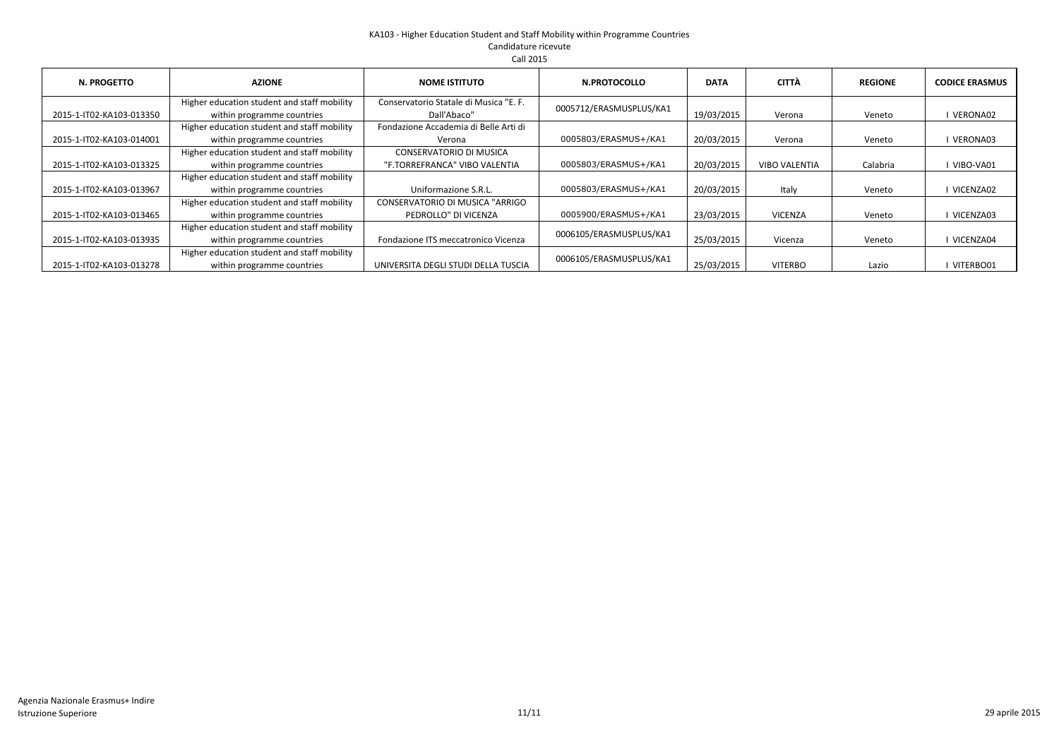KA103 - Higher Education Student and Staff Mobility within Programme Countries

Candidature ricevute

Call 2015

| N. PROGETTO | AZIONE | NOME ISTITUTO | N.PROTOCOLLO | DATA | CITTÀ | REGIONE | CODICE ERASMUS |
|---|---|---|---|---|---|---|---|
| 2015-1-IT02-KA103-013350 | Higher education student and staff mobility within programme countries | Conservatorio Statale di Musica "E. F. Dall'Abaco" | 0005712/ERASMUSPLUS/KA1 | 19/03/2015 | Verona | Veneto | I VERONA02 |
| 2015-1-IT02-KA103-014001 | Higher education student and staff mobility within programme countries | Fondazione Accademia di Belle Arti di Verona | 0005803/ERASMUS+/KA1 | 20/03/2015 | Verona | Veneto | I VERONA03 |
| 2015-1-IT02-KA103-013325 | Higher education student and staff mobility within programme countries | CONSERVATORIO DI MUSICA "F.TORREFRANCA" VIBO VALENTIA | 0005803/ERASMUS+/KA1 | 20/03/2015 | VIBO VALENTIA | Calabria | I VIBO-VA01 |
| 2015-1-IT02-KA103-013967 | Higher education student and staff mobility within programme countries | Uniformazione S.R.L. | 0005803/ERASMUS+/KA1 | 20/03/2015 | Italy | Veneto | I VICENZA02 |
| 2015-1-IT02-KA103-013465 | Higher education student and staff mobility within programme countries | CONSERVATORIO DI MUSICA "ARRIGO PEDROLLO" DI VICENZA | 0005900/ERASMUS+/KA1 | 23/03/2015 | VICENZA | Veneto | I VICENZA03 |
| 2015-1-IT02-KA103-013935 | Higher education student and staff mobility within programme countries | Fondazione ITS meccatronico Vicenza | 0006105/ERASMUSPLUS/KA1 | 25/03/2015 | Vicenza | Veneto | I VICENZA04 |
| 2015-1-IT02-KA103-013278 | Higher education student and staff mobility within programme countries | UNIVERSITA DEGLI STUDI DELLA TUSCIA | 0006105/ERASMUSPLUS/KA1 | 25/03/2015 | VITERBO | Lazio | I VITERBO01 |

Agenzia Nazionale Erasmus+ Indire
Istruzione Superiore

29 aprile 2015